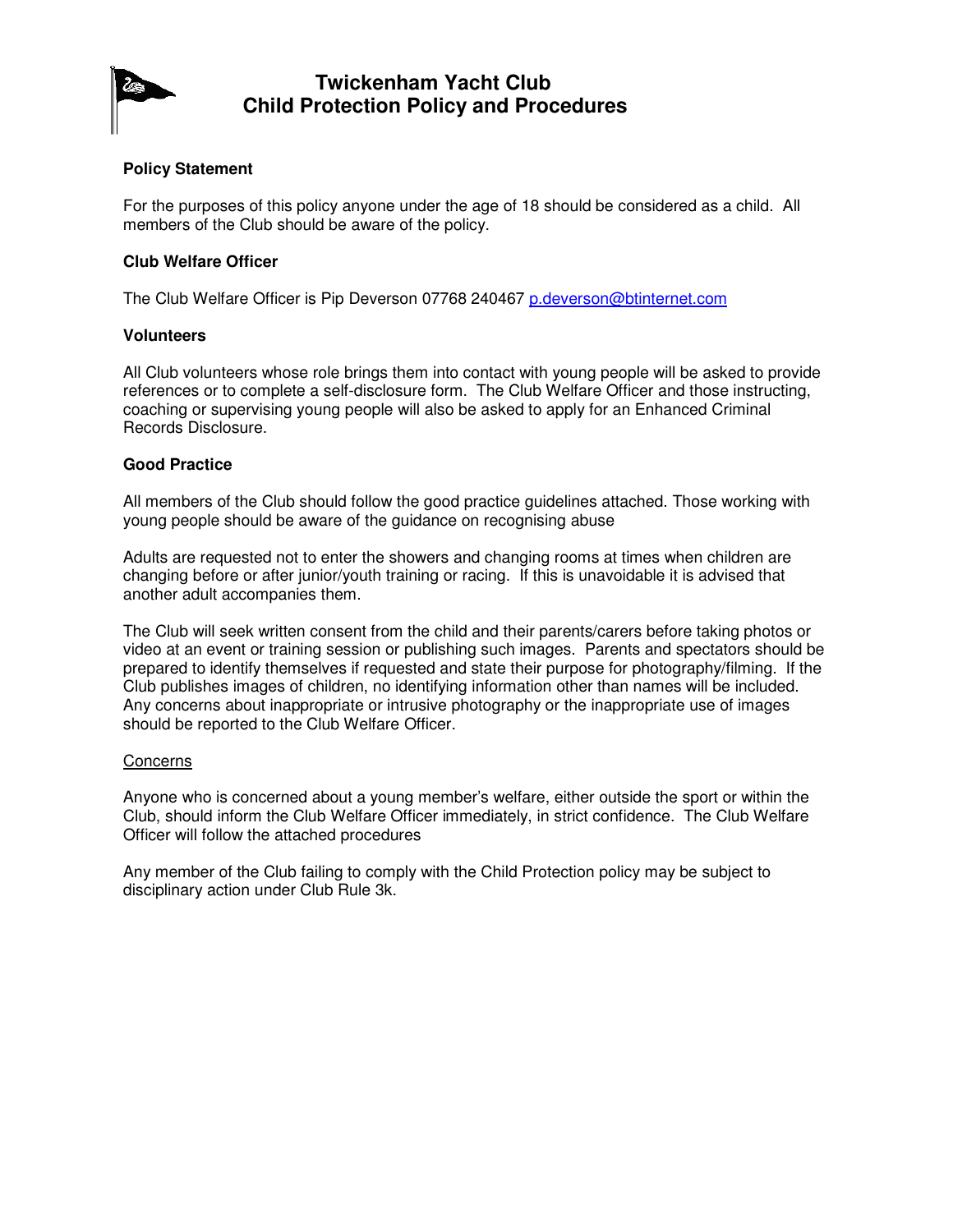# Twickenham Yacht Club
# Child Protection Policy and Procedures

**Policy Statement**

For the purposes of this policy anyone under the age of 18 should be considered as a child. All members of the Club should be aware of the policy.

**Club Welfare Officer**

The Club Welfare Officer is Pip Deverson 07768 240467 p.deverson@btinternet.com

**Volunteers**

All Club volunteers whose role brings them into contact with young people will be asked to provide references or to complete a self-disclosure form. The Club Welfare Officer and those instructing, coaching or supervising young people will also be asked to apply for an Enhanced Criminal Records Disclosure.

**Good Practice**

All members of the Club should follow the good practice guidelines attached. Those working with young people should be aware of the guidance on recognising abuse

Adults are requested not to enter the showers and changing rooms at times when children are changing before or after junior/youth training or racing. If this is unavoidable it is advised that another adult accompanies them.

The Club will seek written consent from the child and their parents/carers before taking photos or video at an event or training session or publishing such images. Parents and spectators should be prepared to identify themselves if requested and state their purpose for photography/filming. If the Club publishes images of children, no identifying information other than names will be included. Any concerns about inappropriate or intrusive photography or the inappropriate use of images should be reported to the Club Welfare Officer.

Concerns

Anyone who is concerned about a young member's welfare, either outside the sport or within the Club, should inform the Club Welfare Officer immediately, in strict confidence. The Club Welfare Officer will follow the attached procedures

Any member of the Club failing to comply with the Child Protection policy may be subject to disciplinary action under Club Rule 3k.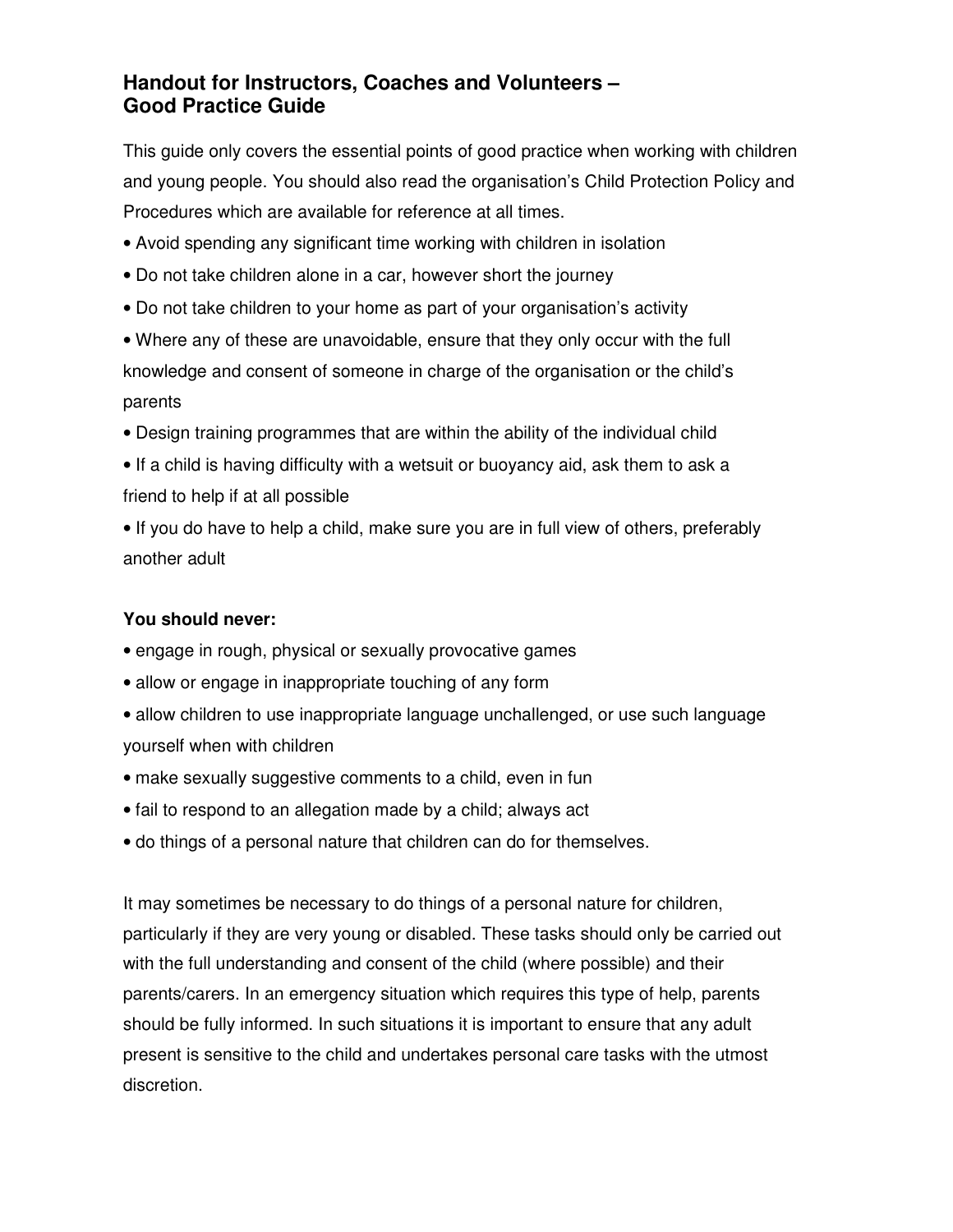## Handout for Instructors, Coaches and Volunteers – Good Practice Guide

This guide only covers the essential points of good practice when working with children and young people. You should also read the organisation's Child Protection Policy and Procedures which are available for reference at all times.

- Avoid spending any significant time working with children in isolation
- Do not take children alone in a car, however short the journey
- Do not take children to your home as part of your organisation's activity
- Where any of these are unavoidable, ensure that they only occur with the full knowledge and consent of someone in charge of the organisation or the child's parents
- Design training programmes that are within the ability of the individual child
- If a child is having difficulty with a wetsuit or buoyancy aid, ask them to ask a friend to help if at all possible
- If you do have to help a child, make sure you are in full view of others, preferably another adult

**You should never:**

- engage in rough, physical or sexually provocative games
- allow or engage in inappropriate touching of any form
- allow children to use inappropriate language unchallenged, or use such language yourself when with children
- make sexually suggestive comments to a child, even in fun
- fail to respond to an allegation made by a child; always act
- do things of a personal nature that children can do for themselves.

It may sometimes be necessary to do things of a personal nature for children, particularly if they are very young or disabled. These tasks should only be carried out with the full understanding and consent of the child (where possible) and their parents/carers. In an emergency situation which requires this type of help, parents should be fully informed. In such situations it is important to ensure that any adult present is sensitive to the child and undertakes personal care tasks with the utmost discretion.